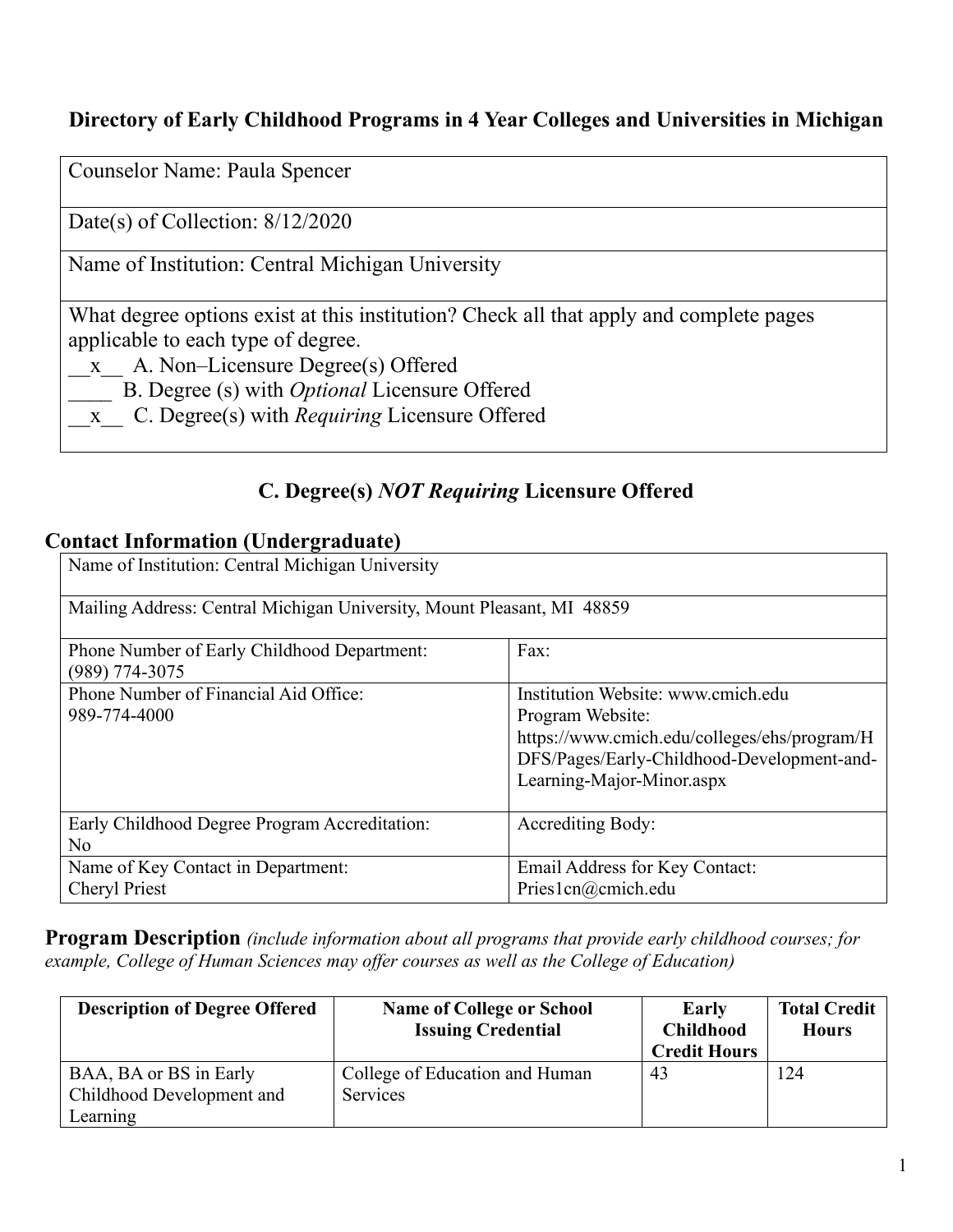## Directory of Early Childhood Programs in 4 Year Colleges and Universities in Michigan

| |
|---|
| Counselor Name: Paula Spencer |
| Date(s) of Collection: 8/12/2020 |
| Name of Institution: Central Michigan University |
| What degree options exist at this institution? Check all that apply and complete pages applicable to each type of degree.<br>\_\_x\_\_ A. Non–Licensure Degree(s) Offered<br>\_\_\_\_ B. Degree (s) with *Optional* Licensure Offered<br>\_\_x\_\_ C. Degree(s) with *Requiring* Licensure Offered |

## C. Degree(s) *NOT Requiring* Licensure Offered

### Contact Information (Undergraduate)

| | |
|---|---|
| Name of Institution: Central Michigan University | |
| Mailing Address: Central Michigan University, Mount Pleasant, MI 48859 | |
| Phone Number of Early Childhood Department: (989) 774-3075 | Fax: |
| Phone Number of Financial Aid Office: 989-774-4000 | Institution Website: www.cmich.edu<br>Program Website: https://www.cmich.edu/colleges/ehs/program/HDFS/Pages/Early-Childhood-Development-and-Learning-Major-Minor.aspx |
| Early Childhood Degree Program Accreditation: No | Accrediting Body: |
| Name of Key Contact in Department: Cheryl Priest | Email Address for Key Contact: Pries1cn@cmich.edu |

**Program Description** *(include information about all programs that provide early childhood courses; for example, College of Human Sciences may offer courses as well as the College of Education)*

| Description of Degree Offered | Name of College or School Issuing Credential | Early Childhood Credit Hours | Total Credit Hours |
|---|---|---|---|
| BAA, BA or BS in Early Childhood Development and Learning | College of Education and Human Services | 43 | 124 |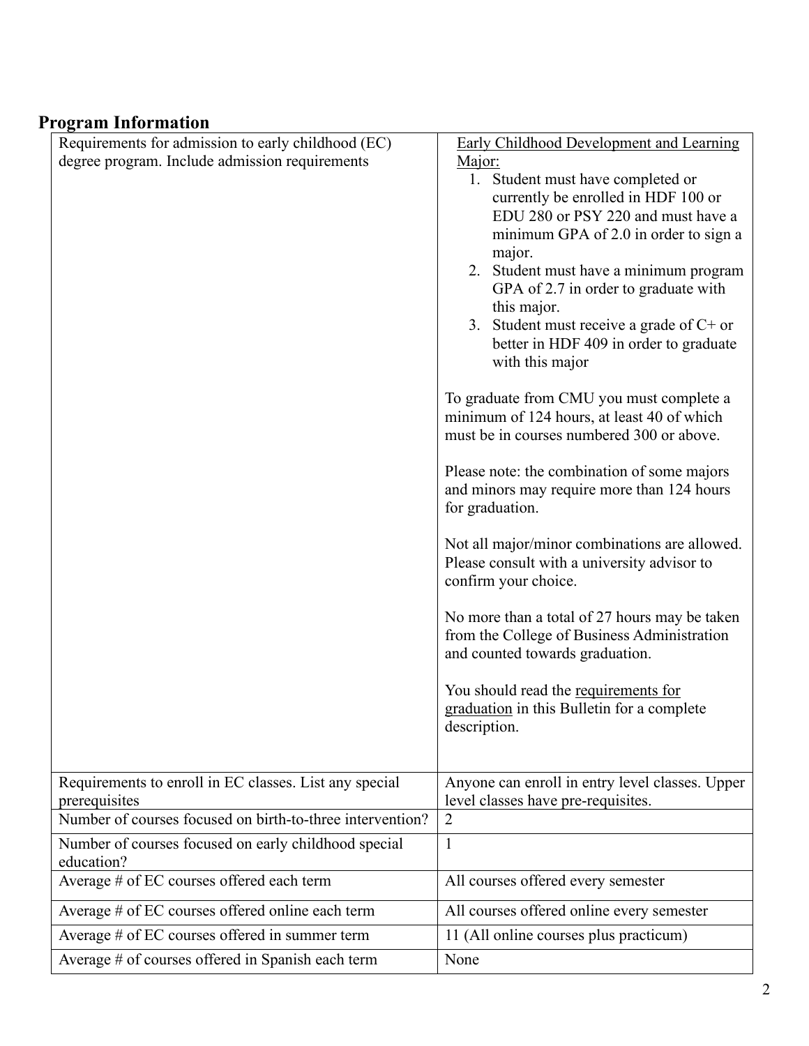## Program Information

| Requirements for admission to early childhood (EC) degree program. Include admission requirements | Early Childhood Development and Learning Major:<br>1. Student must have completed or currently be enrolled in HDF 100 or EDU 280 or PSY 220 and must have a minimum GPA of 2.0 in order to sign a major.<br>2. Student must have a minimum program GPA of 2.7 in order to graduate with this major.<br>3. Student must receive a grade of C+ or better in HDF 409 in order to graduate with this major<br><br>To graduate from CMU you must complete a minimum of 124 hours, at least 40 of which must be in courses numbered 300 or above.<br><br>Please note: the combination of some majors and minors may require more than 124 hours for graduation.<br><br>Not all major/minor combinations are allowed. Please consult with a university advisor to confirm your choice.<br><br>No more than a total of 27 hours may be taken from the College of Business Administration and counted towards graduation.<br><br>You should read the requirements for graduation in this Bulletin for a complete description. |
|---|---|
| Requirements to enroll in EC classes. List any special prerequisites | Anyone can enroll in entry level classes. Upper level classes have pre-requisites. |
| Number of courses focused on birth-to-three intervention? | 2 |
| Number of courses focused on early childhood special education? | 1 |
| Average # of EC courses offered each term | All courses offered every semester |
| Average # of EC courses offered online each term | All courses offered online every semester |
| Average # of EC courses offered in summer term | 11 (All online courses plus practicum) |
| Average # of courses offered in Spanish each term | None |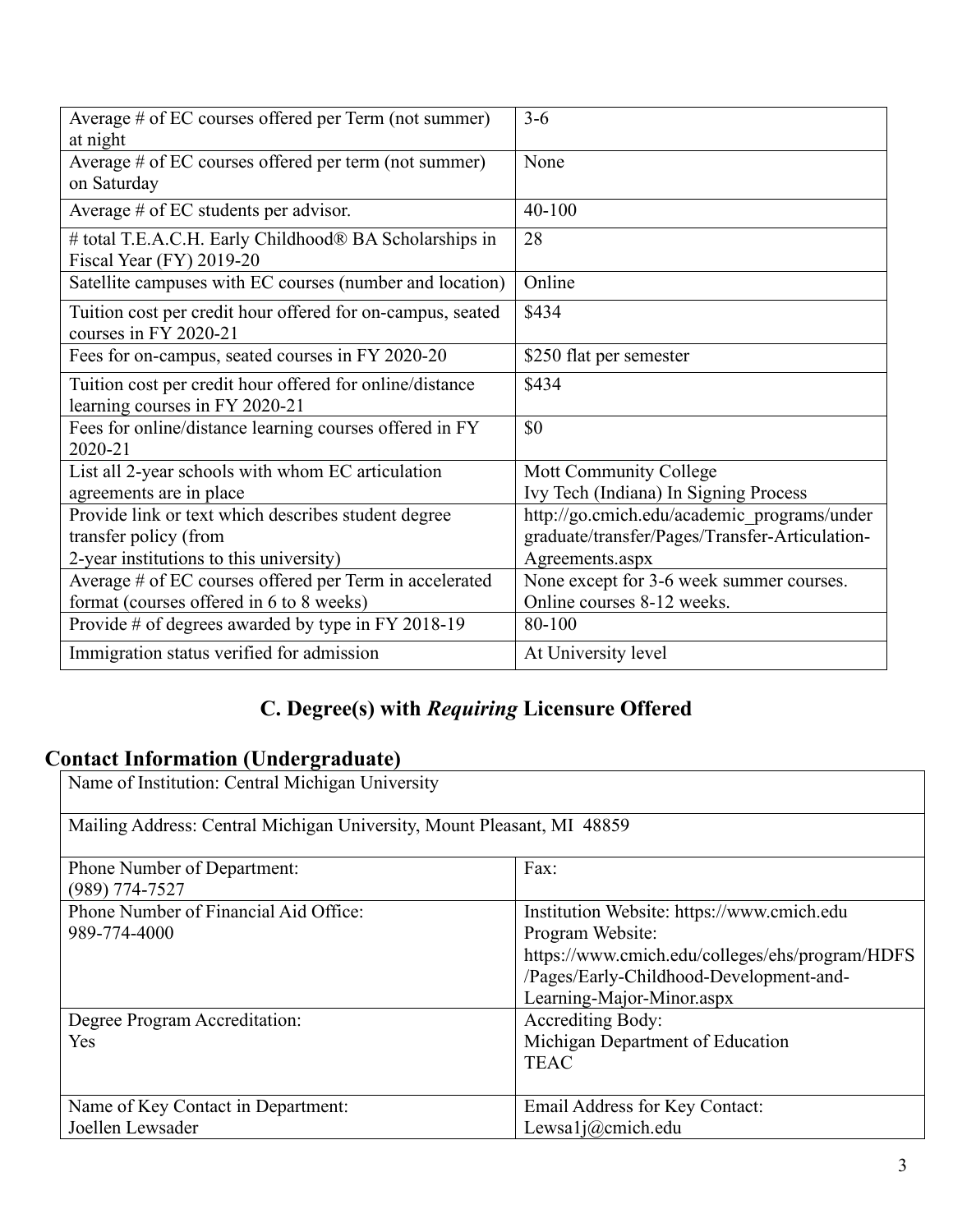| | |
|---|---|
| Average # of EC courses offered per Term (not summer) at night | 3-6 |
| Average # of EC courses offered per term (not summer) on Saturday | None |
| Average # of EC students per advisor. | 40-100 |
| # total T.E.A.C.H. Early Childhood® BA Scholarships in Fiscal Year (FY) 2019-20 | 28 |
| Satellite campuses with EC courses (number and location) | Online |
| Tuition cost per credit hour offered for on-campus, seated courses in FY 2020-21 | $434 |
| Fees for on-campus, seated courses in FY 2020-20 | $250 flat per semester |
| Tuition cost per credit hour offered for online/distance learning courses in FY 2020-21 | $434 |
| Fees for online/distance learning courses offered in FY 2020-21 | $0 |
| List all 2-year schools with whom EC articulation agreements are in place | Mott Community College<br>Ivy Tech (Indiana) In Signing Process |
| Provide link or text which describes student degree transfer policy (from 2-year institutions to this university) | http://go.cmich.edu/academic_programs/undergraduate/transfer/Pages/Transfer-Articulation-Agreements.aspx |
| Average # of EC courses offered per Term in accelerated format (courses offered in 6 to 8 weeks) | None except for 3-6 week summer courses. Online courses 8-12 weeks. |
| Provide # of degrees awarded by type in FY 2018-19 | 80-100 |
| Immigration status verified for admission | At University level |

## C. Degree(s) with *Requiring* Licensure Offered

### Contact Information (Undergraduate)

| | |
|---|---|
| Name of Institution: Central Michigan University | |
| Mailing Address: Central Michigan University, Mount Pleasant, MI 48859 | |
| Phone Number of Department:<br>(989) 774-7527 | Fax: |
| Phone Number of Financial Aid Office:<br>989-774-4000 | Institution Website: https://www.cmich.edu<br>Program Website:<br>https://www.cmich.edu/colleges/ehs/program/HDFS/Pages/Early-Childhood-Development-and-Learning-Major-Minor.aspx |
| Degree Program Accreditation:<br>Yes | Accrediting Body:<br>Michigan Department of Education<br>TEAC |
| Name of Key Contact in Department:<br>Joellen Lewsader | Email Address for Key Contact:<br>Lewsa1j@cmich.edu |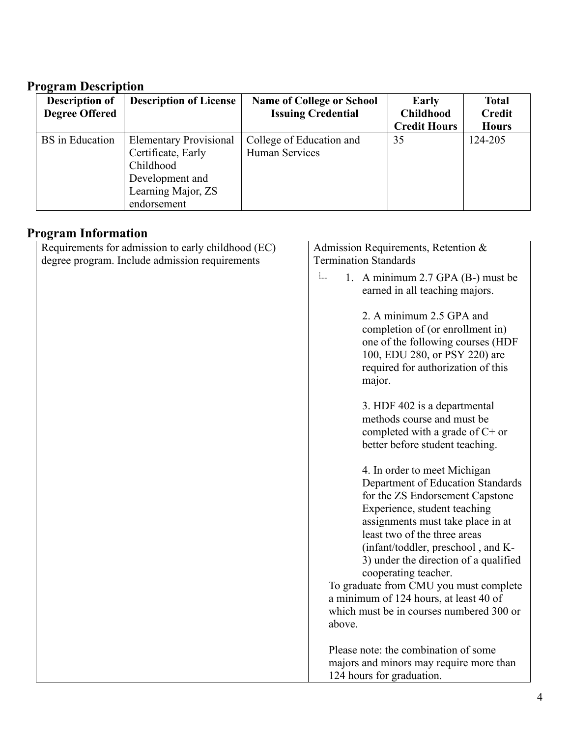## Program Description

| Description of Degree Offered | Description of License | Name of College or School Issuing Credential | Early Childhood Credit Hours | Total Credit Hours |
|---|---|---|---|---|
| BS in Education | Elementary Provisional Certificate, Early Childhood Development and Learning Major, ZS endorsement | College of Education and Human Services | 35 | 124-205 |

## Program Information

| Requirements for admission to early childhood (EC) degree program. Include admission requirements | Admission Requirements, Retention & Termination Standards |
|---|---|
| | 1. A minimum 2.7 GPA (B-) must be earned in all teaching majors.<br><br>2. A minimum 2.5 GPA and completion of (or enrollment in) one of the following courses (HDF 100, EDU 280, or PSY 220) are required for authorization of this major.<br><br>3. HDF 402 is a departmental methods course and must be completed with a grade of C+ or better before student teaching.<br><br>4. In order to meet Michigan Department of Education Standards for the ZS Endorsement Capstone Experience, student teaching assignments must take place in at least two of the three areas (infant/toddler, preschool , and K-3) under the direction of a qualified cooperating teacher.<br>To graduate from CMU you must complete a minimum of 124 hours, at least 40 of which must be in courses numbered 300 or above.<br><br>Please note: the combination of some majors and minors may require more than 124 hours for graduation. |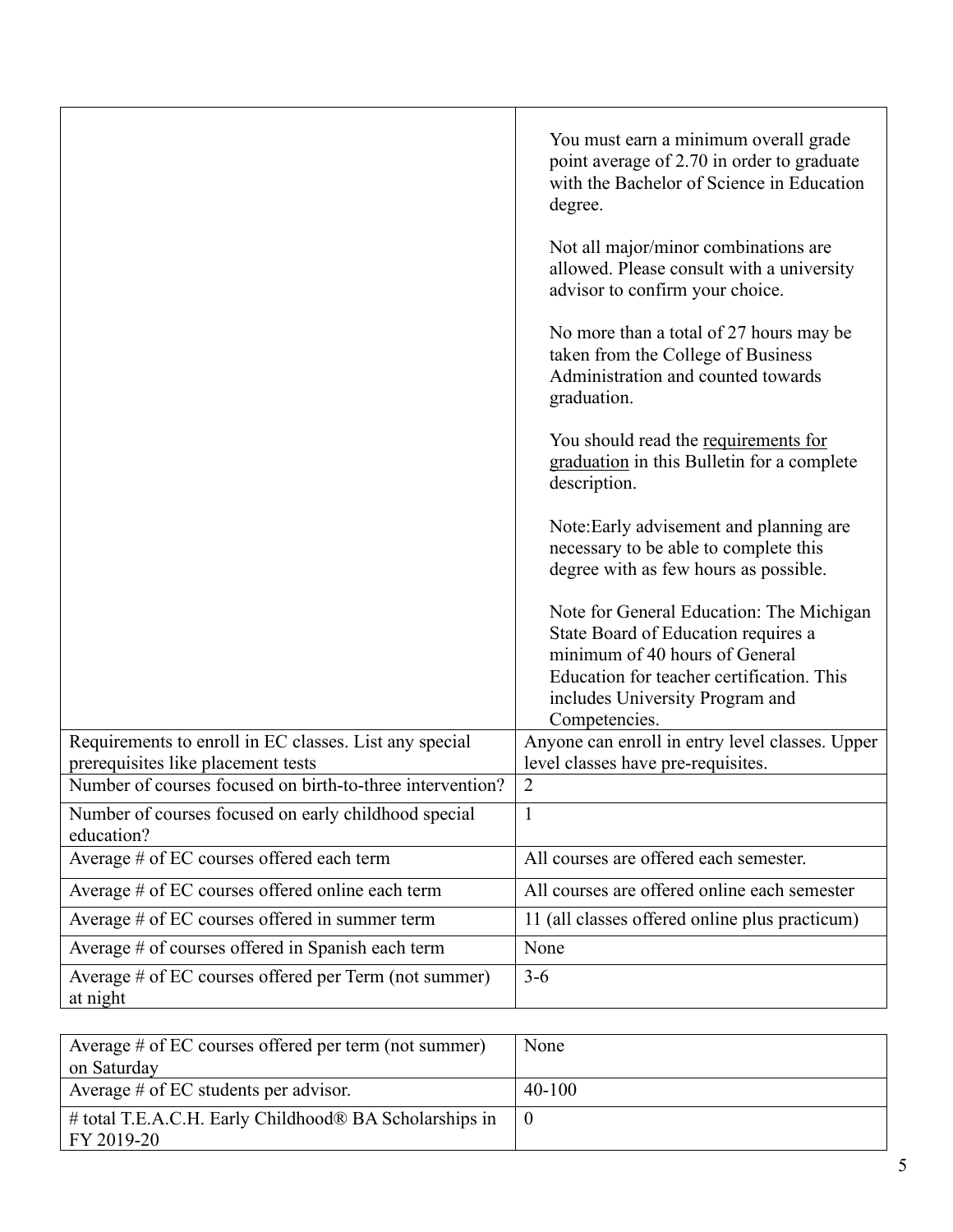| | |
|---|---|
| | You must earn a minimum overall grade point average of 2.70 in order to graduate with the Bachelor of Science in Education degree.<br><br>Not all major/minor combinations are allowed. Please consult with a university advisor to confirm your choice.<br><br>No more than a total of 27 hours may be taken from the College of Business Administration and counted towards graduation.<br><br>You should read the requirements for graduation in this Bulletin for a complete description.<br><br>Note:Early advisement and planning are necessary to be able to complete this degree with as few hours as possible.<br><br>Note for General Education: The Michigan State Board of Education requires a minimum of 40 hours of General Education for teacher certification. This includes University Program and Competencies. |
| Requirements to enroll in EC classes. List any special prerequisites like placement tests | Anyone can enroll in entry level classes. Upper level classes have pre-requisites. |
| Number of courses focused on birth-to-three intervention? | 2 |
| Number of courses focused on early childhood special education? | 1 |
| Average # of EC courses offered each term | All courses are offered each semester. |
| Average # of EC courses offered online each term | All courses are offered online each semester |
| Average # of EC courses offered in summer term | 11 (all classes offered online plus practicum) |
| Average # of courses offered in Spanish each term | None |
| Average # of EC courses offered per Term (not summer) at night | 3-6 |
| Average # of EC courses offered per term (not summer) on Saturday | None |
| Average # of EC students per advisor. | 40-100 |
| # total T.E.A.C.H. Early Childhood® BA Scholarships in FY 2019-20 | 0 |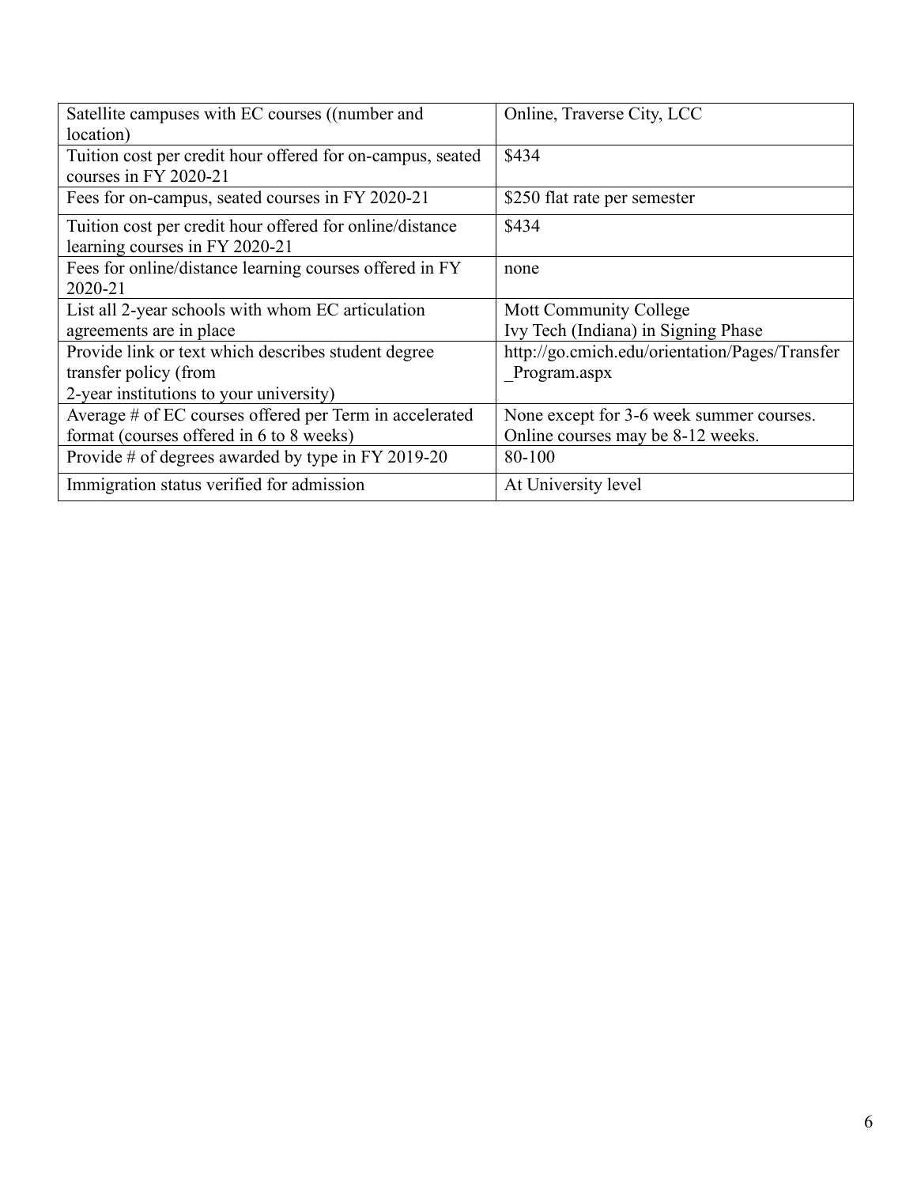| | |
|---|---|
| Satellite campuses with EC courses ((number and location) | Online, Traverse City, LCC |
| Tuition cost per credit hour offered for on-campus, seated courses in FY 2020-21 | $434 |
| Fees for on-campus, seated courses in FY 2020-21 | $250 flat rate per semester |
| Tuition cost per credit hour offered for online/distance learning courses in FY 2020-21 | $434 |
| Fees for online/distance learning courses offered in FY 2020-21 | none |
| List all 2-year schools with whom EC articulation agreements are in place | Mott Community College<br>Ivy Tech (Indiana) in Signing Phase |
| Provide link or text which describes student degree transfer policy (from 2-year institutions to your university) | http://go.cmich.edu/orientation/Pages/Transfer_Program.aspx |
| Average # of EC courses offered per Term in accelerated format (courses offered in 6 to 8 weeks) | None except for 3-6 week summer courses. Online courses may be 8-12 weeks. |
| Provide # of degrees awarded by type in FY 2019-20 | 80-100 |
| Immigration status verified for admission | At University level |